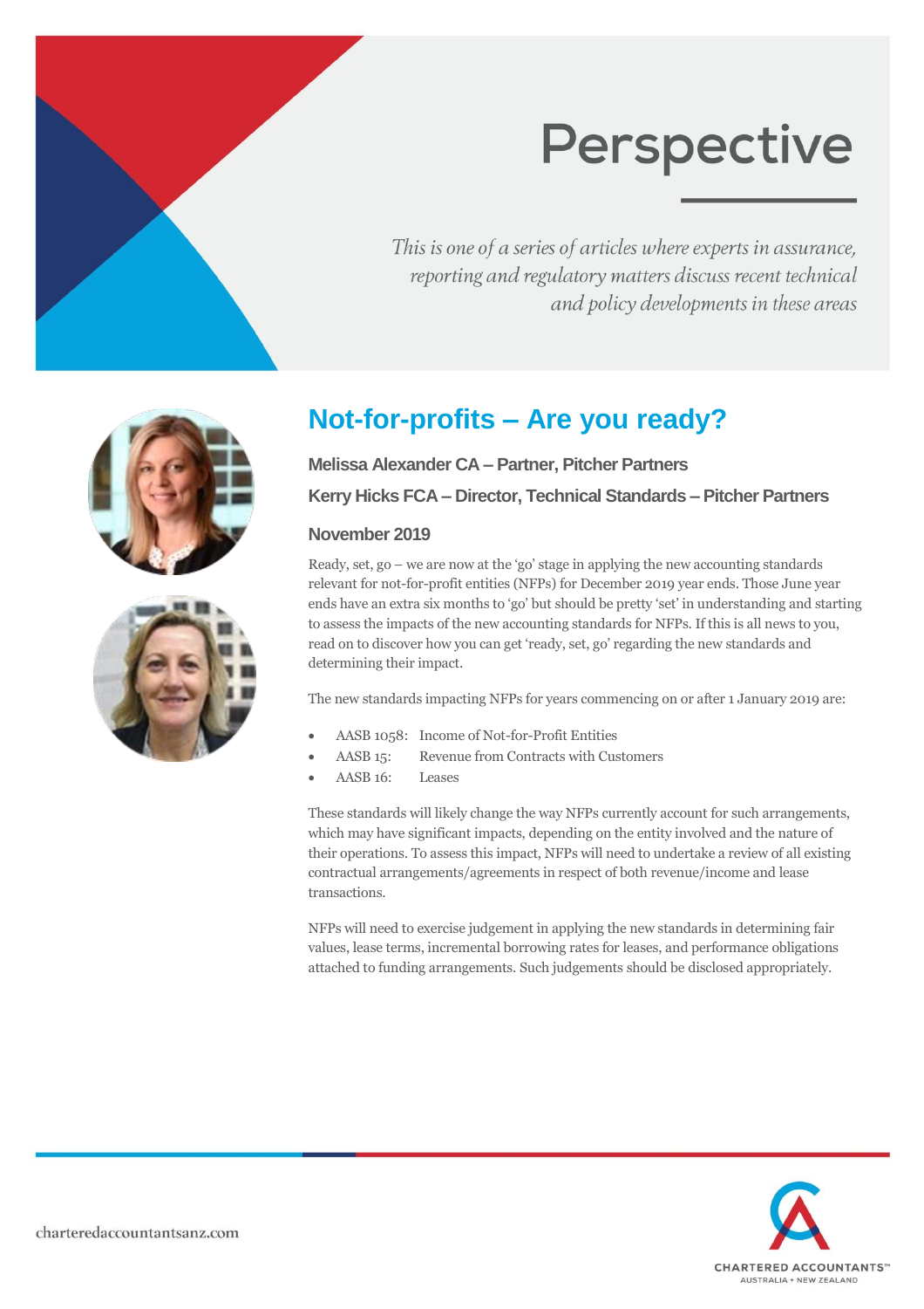# Perspective

*This is one of a series of articles where experts in assurance, reporting and regulatory matters discuss recent technical and policy developments in these areas*

## Not-for-profits – Are you ready?

**Melissa Alexander CA – Partner, Pitcher Partners**

**Kerry Hicks FCA – Director, Technical Standards – Pitcher Partners**

**November 2019**

Ready, set, go – we are now at the 'go' stage in applying the new accounting standards relevant for not-for-profit entities (NFPs) for December 2019 year ends. Those June year ends have an extra six months to 'go' but should be pretty 'set' in understanding and starting to assess the impacts of the new accounting standards for NFPs. If this is all news to you, read on to discover how you can get 'ready, set, go' regarding the new standards and determining their impact.

The new standards impacting NFPs for years commencing on or after 1 January 2019 are:

- AASB 1058: Income of Not-for-Profit Entities
- AASB 15: Revenue from Contracts with Customers
- AASB 16: Leases

These standards will likely change the way NFPs currently account for such arrangements, which may have significant impacts, depending on the entity involved and the nature of their operations. To assess this impact, NFPs will need to undertake a review of all existing contractual arrangements/agreements in respect of both revenue/income and lease transactions.

NFPs will need to exercise judgement in applying the new standards in determining fair values, lease terms, incremental borrowing rates for leases, and performance obligations attached to funding arrangements. Such judgements should be disclosed appropriately.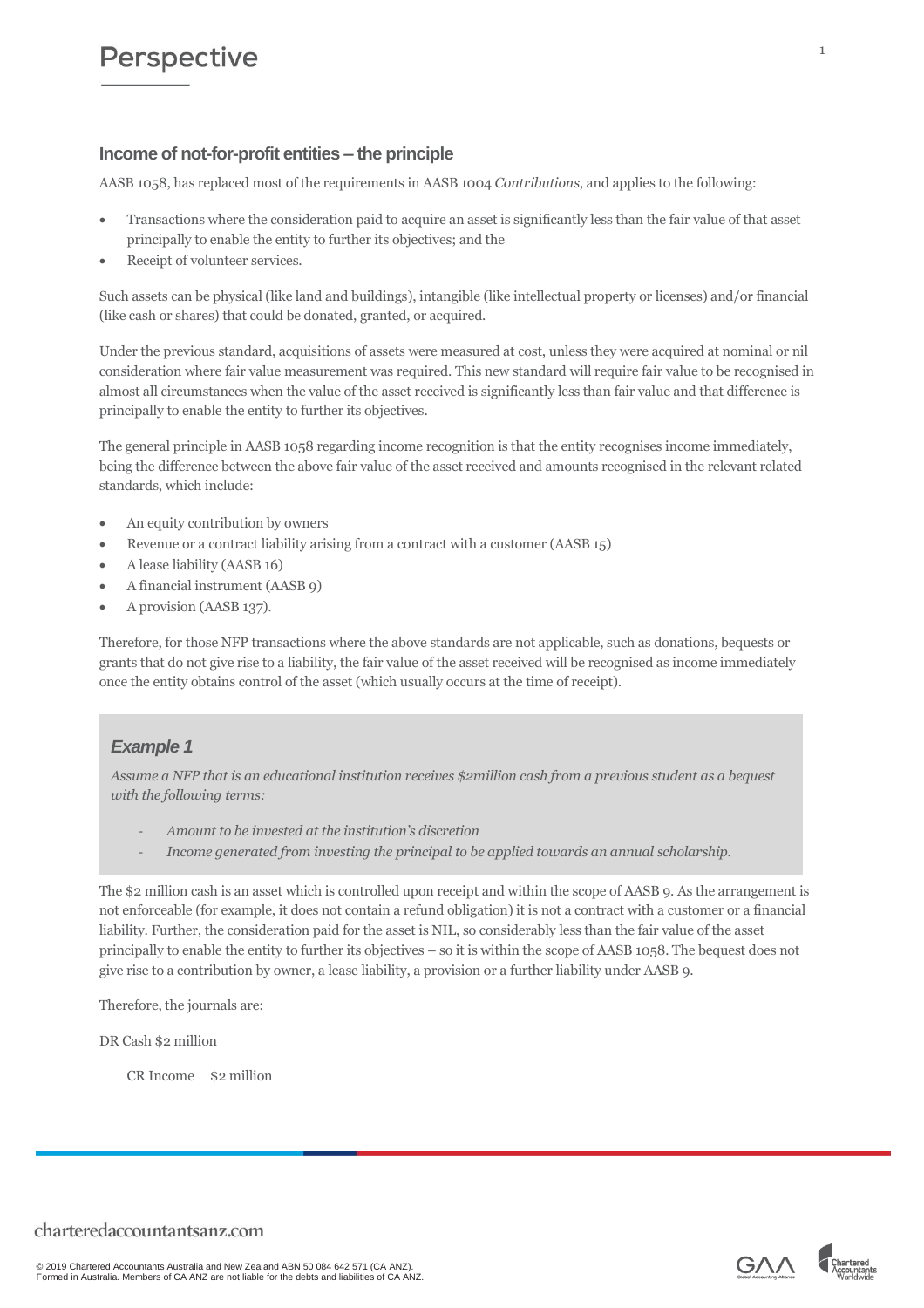## Income of not-for-profit entities – the principle

AASB 1058, has replaced most of the requirements in AASB 1004 *Contributions*, and applies to the following:

- Transactions where the consideration paid to acquire an asset is significantly less than the fair value of that asset principally to enable the entity to further its objectives; and the
- Receipt of volunteer services.

Such assets can be physical (like land and buildings), intangible (like intellectual property or licenses) and/or financial (like cash or shares) that could be donated, granted, or acquired.

Under the previous standard, acquisitions of assets were measured at cost, unless they were acquired at nominal or nil consideration where fair value measurement was required. This new standard will require fair value to be recognised in almost all circumstances when the value of the asset received is significantly less than fair value and that difference is principally to enable the entity to further its objectives.

The general principle in AASB 1058 regarding income recognition is that the entity recognises income immediately, being the difference between the above fair value of the asset received and amounts recognised in the relevant related standards, which include:

- An equity contribution by owners
- Revenue or a contract liability arising from a contract with a customer (AASB 15)
- A lease liability (AASB 16)
- A financial instrument (AASB 9)
- A provision (AASB 137).

Therefore, for those NFP transactions where the above standards are not applicable, such as donations, bequests or grants that do not give rise to a liability, the fair value of the asset received will be recognised as income immediately once the entity obtains control of the asset (which usually occurs at the time of receipt).

### *Example 1*

*Assume a NFP that is an educational institution receives $2million cash from a previous student as a bequest with the following terms:*

- *Amount to be invested at the institution's discretion*
- *Income generated from investing the principal to be applied towards an annual scholarship.*

The $2 million cash is an asset which is controlled upon receipt and within the scope of AASB 9. As the arrangement is not enforceable (for example, it does not contain a refund obligation) it is not a contract with a customer or a financial liability. Further, the consideration paid for the asset is NIL, so considerably less than the fair value of the asset principally to enable the entity to further its objectives – so it is within the scope of AASB 1058. The bequest does not give rise to a contribution by owner, a lease liability, a provision or a further liability under AASB 9.

Therefore, the journals are:

DR Cash $2 million

CR Income $2 million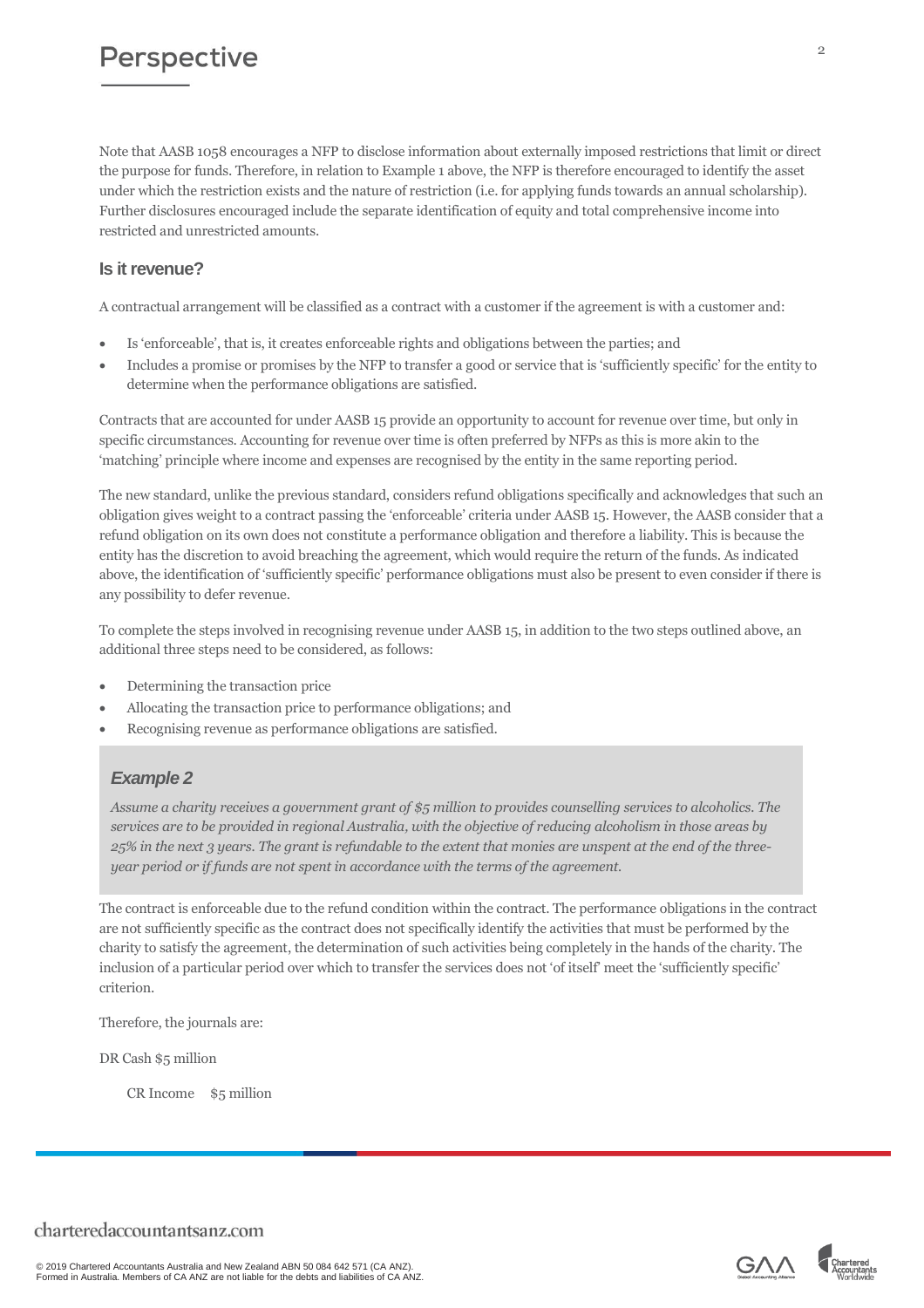Note that AASB 1058 encourages a NFP to disclose information about externally imposed restrictions that limit or direct the purpose for funds. Therefore, in relation to Example 1 above, the NFP is therefore encouraged to identify the asset under which the restriction exists and the nature of restriction (i.e. for applying funds towards an annual scholarship). Further disclosures encouraged include the separate identification of equity and total comprehensive income into restricted and unrestricted amounts.

## Is it revenue?

A contractual arrangement will be classified as a contract with a customer if the agreement is with a customer and:

- Is 'enforceable', that is, it creates enforceable rights and obligations between the parties; and
- Includes a promise or promises by the NFP to transfer a good or service that is 'sufficiently specific' for the entity to determine when the performance obligations are satisfied.

Contracts that are accounted for under AASB 15 provide an opportunity to account for revenue over time, but only in specific circumstances. Accounting for revenue over time is often preferred by NFPs as this is more akin to the 'matching' principle where income and expenses are recognised by the entity in the same reporting period.

The new standard, unlike the previous standard, considers refund obligations specifically and acknowledges that such an obligation gives weight to a contract passing the 'enforceable' criteria under AASB 15. However, the AASB consider that a refund obligation on its own does not constitute a performance obligation and therefore a liability. This is because the entity has the discretion to avoid breaching the agreement, which would require the return of the funds. As indicated above, the identification of 'sufficiently specific' performance obligations must also be present to even consider if there is any possibility to defer revenue.

To complete the steps involved in recognising revenue under AASB 15, in addition to the two steps outlined above, an additional three steps need to be considered, as follows:

- Determining the transaction price
- Allocating the transaction price to performance obligations; and
- Recognising revenue as performance obligations are satisfied.

### *Example 2*

*Assume a charity receives a government grant of $5 million to provides counselling services to alcoholics. The services are to be provided in regional Australia, with the objective of reducing alcoholism in those areas by 25% in the next 3 years. The grant is refundable to the extent that monies are unspent at the end of the three-year period or if funds are not spent in accordance with the terms of the agreement.*

The contract is enforceable due to the refund condition within the contract. The performance obligations in the contract are not sufficiently specific as the contract does not specifically identify the activities that must be performed by the charity to satisfy the agreement, the determination of such activities being completely in the hands of the charity. The inclusion of a particular period over which to transfer the services does not 'of itself' meet the 'sufficiently specific' criterion.

Therefore, the journals are:

DR Cash $5 million

CR Income $5 million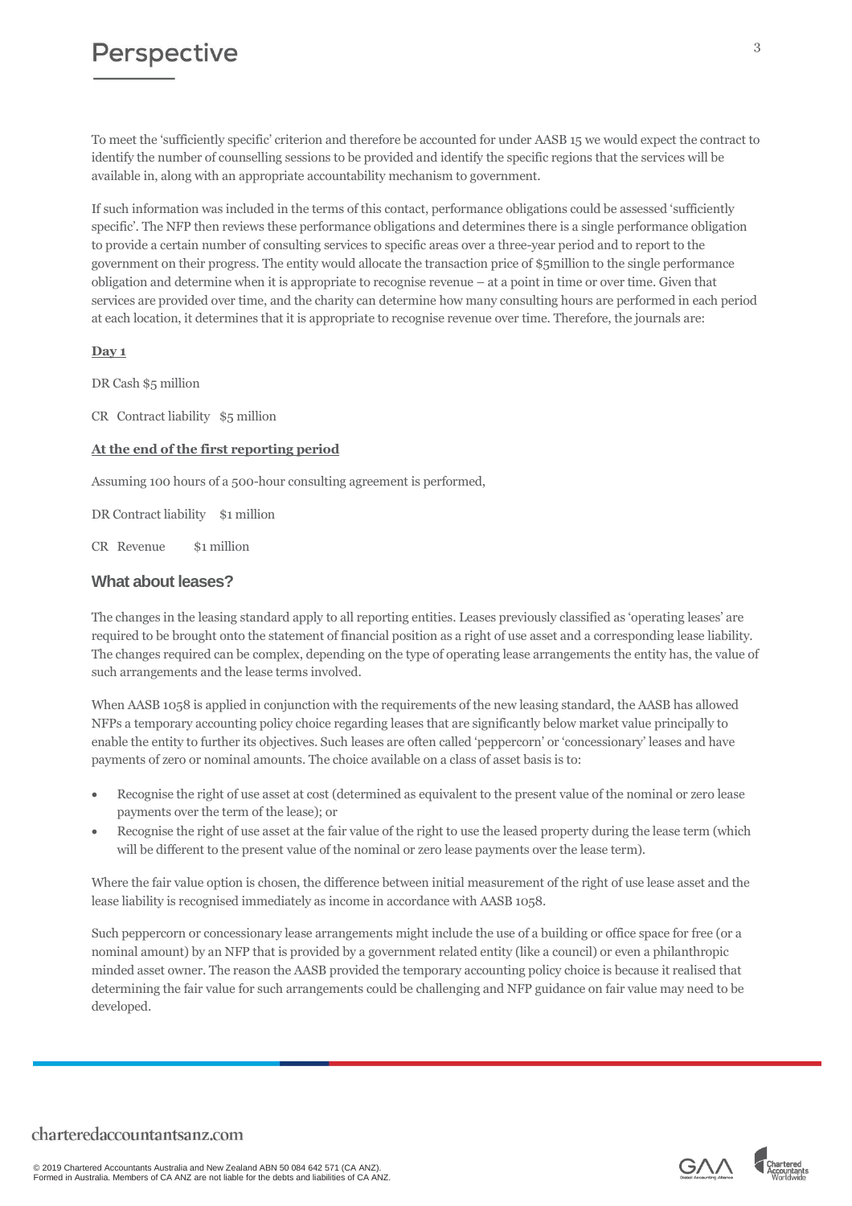To meet the 'sufficiently specific' criterion and therefore be accounted for under AASB 15 we would expect the contract to identify the number of counselling sessions to be provided and identify the specific regions that the services will be available in, along with an appropriate accountability mechanism to government.

If such information was included in the terms of this contact, performance obligations could be assessed 'sufficiently specific'. The NFP then reviews these performance obligations and determines there is a single performance obligation to provide a certain number of consulting services to specific areas over a three-year period and to report to the government on their progress. The entity would allocate the transaction price of $5million to the single performance obligation and determine when it is appropriate to recognise revenue – at a point in time or over time. Given that services are provided over time, and the charity can determine how many consulting hours are performed in each period at each location, it determines that it is appropriate to recognise revenue over time. Therefore, the journals are:

**Day 1**

DR Cash $5 million

CR Contract liability $5 million

**At the end of the first reporting period**

Assuming 100 hours of a 500-hour consulting agreement is performed,

DR Contract liability $1 million

CR Revenue $1 million

## What about leases?

The changes in the leasing standard apply to all reporting entities. Leases previously classified as 'operating leases' are required to be brought onto the statement of financial position as a right of use asset and a corresponding lease liability. The changes required can be complex, depending on the type of operating lease arrangements the entity has, the value of such arrangements and the lease terms involved.

When AASB 1058 is applied in conjunction with the requirements of the new leasing standard, the AASB has allowed NFPs a temporary accounting policy choice regarding leases that are significantly below market value principally to enable the entity to further its objectives. Such leases are often called 'peppercorn' or 'concessionary' leases and have payments of zero or nominal amounts. The choice available on a class of asset basis is to:

- Recognise the right of use asset at cost (determined as equivalent to the present value of the nominal or zero lease payments over the term of the lease); or
- Recognise the right of use asset at the fair value of the right to use the leased property during the lease term (which will be different to the present value of the nominal or zero lease payments over the lease term).

Where the fair value option is chosen, the difference between initial measurement of the right of use lease asset and the lease liability is recognised immediately as income in accordance with AASB 1058.

Such peppercorn or concessionary lease arrangements might include the use of a building or office space for free (or a nominal amount) by an NFP that is provided by a government related entity (like a council) or even a philanthropic minded asset owner. The reason the AASB provided the temporary accounting policy choice is because it realised that determining the fair value for such arrangements could be challenging and NFP guidance on fair value may need to be developed.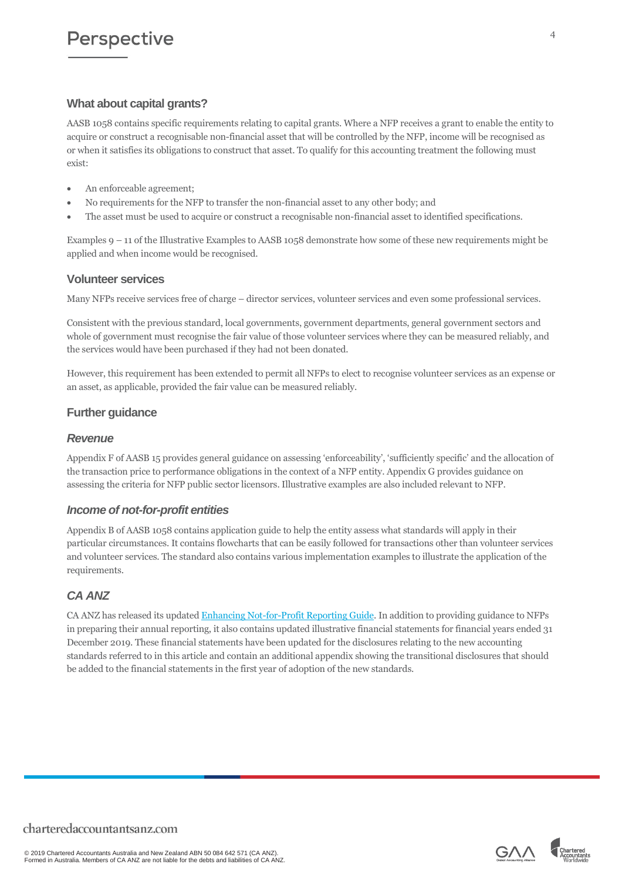## What about capital grants?

AASB 1058 contains specific requirements relating to capital grants. Where a NFP receives a grant to enable the entity to acquire or construct a recognisable non-financial asset that will be controlled by the NFP, income will be recognised as or when it satisfies its obligations to construct that asset. To qualify for this accounting treatment the following must exist:

- An enforceable agreement;
- No requirements for the NFP to transfer the non-financial asset to any other body; and
- The asset must be used to acquire or construct a recognisable non-financial asset to identified specifications.

Examples 9 – 11 of the Illustrative Examples to AASB 1058 demonstrate how some of these new requirements might be applied and when income would be recognised.

## Volunteer services

Many NFPs receive services free of charge – director services, volunteer services and even some professional services.

Consistent with the previous standard, local governments, government departments, general government sectors and whole of government must recognise the fair value of those volunteer services where they can be measured reliably, and the services would have been purchased if they had not been donated.

However, this requirement has been extended to permit all NFPs to elect to recognise volunteer services as an expense or an asset, as applicable, provided the fair value can be measured reliably.

## Further guidance

### *Revenue*

Appendix F of AASB 15 provides general guidance on assessing 'enforceability', 'sufficiently specific' and the allocation of the transaction price to performance obligations in the context of a NFP entity. Appendix G provides guidance on assessing the criteria for NFP public sector licensors. Illustrative examples are also included relevant to NFP.

### *Income of not-for-profit entities*

Appendix B of AASB 1058 contains application guide to help the entity assess what standards will apply in their particular circumstances. It contains flowcharts that can be easily followed for transactions other than volunteer services and volunteer services. The standard also contains various implementation examples to illustrate the application of the requirements.

### *CA ANZ*

CA ANZ has released its updated Enhancing Not-for-Profit Reporting Guide. In addition to providing guidance to NFPs in preparing their annual reporting, it also contains updated illustrative financial statements for financial years ended 31 December 2019. These financial statements have been updated for the disclosures relating to the new accounting standards referred to in this article and contain an additional appendix showing the transitional disclosures that should be added to the financial statements in the first year of adoption of the new standards.